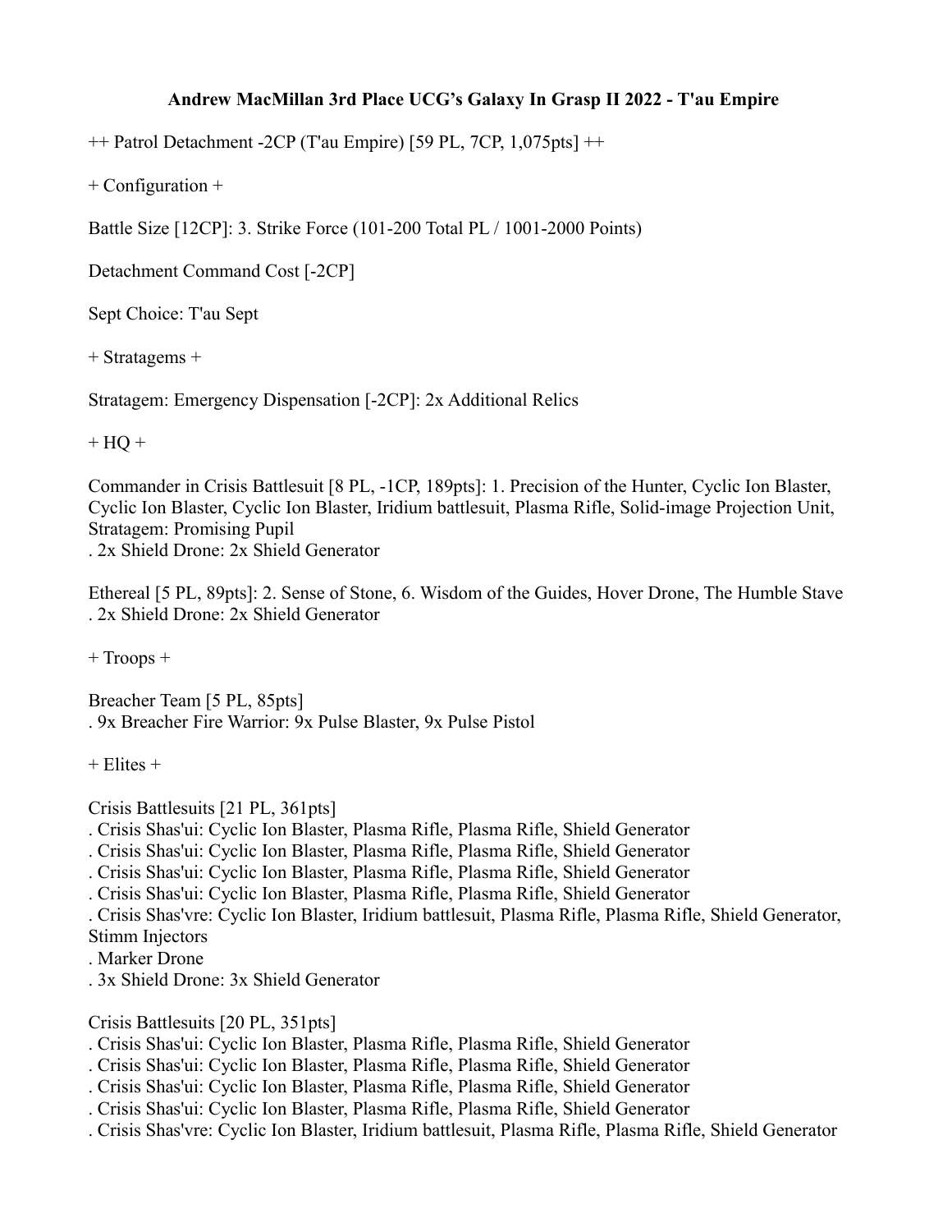**Andrew MacMillan 3rd Place UCG's Galaxy In Grasp II 2022 - T'au Empire**

++ Patrol Detachment -2CP (T'au Empire) [59 PL, 7CP, 1,075pts] ++

+ Configuration +

Battle Size [12CP]: 3. Strike Force (101-200 Total PL / 1001-2000 Points)

Detachment Command Cost [-2CP]

Sept Choice: T'au Sept

+ Stratagems +

Stratagem: Emergency Dispensation [-2CP]: 2x Additional Relics

+ HQ +

Commander in Crisis Battlesuit [8 PL, -1CP, 189pts]: 1. Precision of the Hunter, Cyclic Ion Blaster, Cyclic Ion Blaster, Cyclic Ion Blaster, Iridium battlesuit, Plasma Rifle, Solid-image Projection Unit, Stratagem: Promising Pupil
. 2x Shield Drone: 2x Shield Generator

Ethereal [5 PL, 89pts]: 2. Sense of Stone, 6. Wisdom of the Guides, Hover Drone, The Humble Stave
. 2x Shield Drone: 2x Shield Generator

+ Troops +

Breacher Team [5 PL, 85pts]
. 9x Breacher Fire Warrior: 9x Pulse Blaster, 9x Pulse Pistol

+ Elites +

Crisis Battlesuits [21 PL, 361pts]
. Crisis Shas'ui: Cyclic Ion Blaster, Plasma Rifle, Plasma Rifle, Shield Generator
. Crisis Shas'ui: Cyclic Ion Blaster, Plasma Rifle, Plasma Rifle, Shield Generator
. Crisis Shas'ui: Cyclic Ion Blaster, Plasma Rifle, Plasma Rifle, Shield Generator
. Crisis Shas'ui: Cyclic Ion Blaster, Plasma Rifle, Plasma Rifle, Shield Generator
. Crisis Shas'vre: Cyclic Ion Blaster, Iridium battlesuit, Plasma Rifle, Plasma Rifle, Shield Generator, Stimm Injectors
. Marker Drone
. 3x Shield Drone: 3x Shield Generator

Crisis Battlesuits [20 PL, 351pts]
. Crisis Shas'ui: Cyclic Ion Blaster, Plasma Rifle, Plasma Rifle, Shield Generator
. Crisis Shas'ui: Cyclic Ion Blaster, Plasma Rifle, Plasma Rifle, Shield Generator
. Crisis Shas'ui: Cyclic Ion Blaster, Plasma Rifle, Plasma Rifle, Shield Generator
. Crisis Shas'ui: Cyclic Ion Blaster, Plasma Rifle, Plasma Rifle, Shield Generator
. Crisis Shas'vre: Cyclic Ion Blaster, Iridium battlesuit, Plasma Rifle, Plasma Rifle, Shield Generator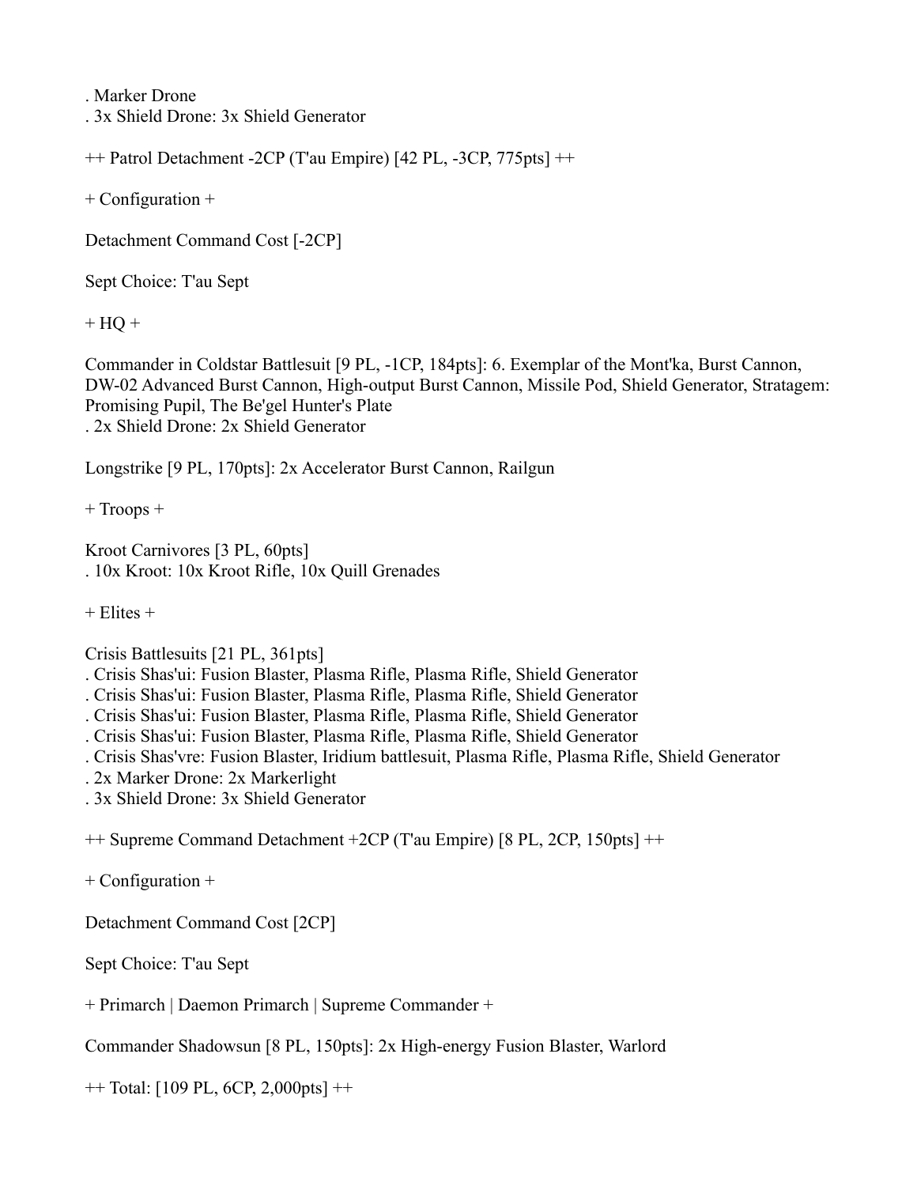. Marker Drone
. 3x Shield Drone: 3x Shield Generator

++ Patrol Detachment -2CP (T'au Empire) [42 PL, -3CP, 775pts] ++

+ Configuration +

Detachment Command Cost [-2CP]

Sept Choice: T'au Sept

+ HQ +

Commander in Coldstar Battlesuit [9 PL, -1CP, 184pts]: 6. Exemplar of the Mont'ka, Burst Cannon, DW-02 Advanced Burst Cannon, High-output Burst Cannon, Missile Pod, Shield Generator, Stratagem: Promising Pupil, The Be'gel Hunter's Plate
. 2x Shield Drone: 2x Shield Generator

Longstrike [9 PL, 170pts]: 2x Accelerator Burst Cannon, Railgun

+ Troops +

Kroot Carnivores [3 PL, 60pts]
. 10x Kroot: 10x Kroot Rifle, 10x Quill Grenades

+ Elites +

Crisis Battlesuits [21 PL, 361pts]
. Crisis Shas'ui: Fusion Blaster, Plasma Rifle, Plasma Rifle, Shield Generator
. Crisis Shas'ui: Fusion Blaster, Plasma Rifle, Plasma Rifle, Shield Generator
. Crisis Shas'ui: Fusion Blaster, Plasma Rifle, Plasma Rifle, Shield Generator
. Crisis Shas'ui: Fusion Blaster, Plasma Rifle, Plasma Rifle, Shield Generator
. Crisis Shas'vre: Fusion Blaster, Iridium battlesuit, Plasma Rifle, Plasma Rifle, Shield Generator
. 2x Marker Drone: 2x Markerlight
. 3x Shield Drone: 3x Shield Generator

++ Supreme Command Detachment +2CP (T'au Empire) [8 PL, 2CP, 150pts] ++

+ Configuration +

Detachment Command Cost [2CP]

Sept Choice: T'au Sept

+ Primarch | Daemon Primarch | Supreme Commander +

Commander Shadowsun [8 PL, 150pts]: 2x High-energy Fusion Blaster, Warlord

++ Total: [109 PL, 6CP, 2,000pts] ++